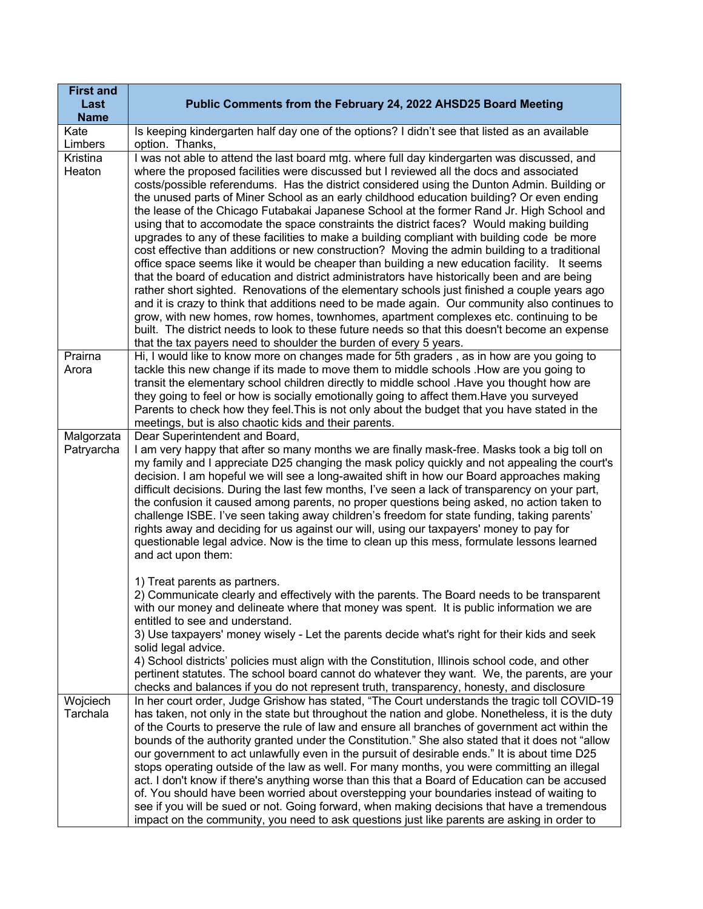| First and Last Name | Public Comments from the February 24, 2022 AHSD25 Board Meeting |
|---|---|
| Kate Limbers | Is keeping kindergarten half day one of the options? I didn't see that listed as an available option. Thanks, |
| Kristina Heaton | I was not able to attend the last board mtg. where full day kindergarten was discussed, and where the proposed facilities were discussed but I reviewed all the docs and associated costs/possible referendums. Has the district considered using the Dunton Admin. Building or the unused parts of Miner School as an early childhood education building? Or even ending the lease of the Chicago Futabakai Japanese School at the former Rand Jr. High School and using that to accomodate the space constraints the district faces? Would making building upgrades to any of these facilities to make a building compliant with building code be more cost effective than additions or new construction? Moving the admin building to a traditional office space seems like it would be cheaper than building a new education facility. It seems that the board of education and district administrators have historically been and are being rather short sighted. Renovations of the elementary schools just finished a couple years ago and it is crazy to think that additions need to be made again. Our community also continues to grow, with new homes, row homes, townhomes, apartment complexes etc. continuing to be built. The district needs to look to these future needs so that this doesn't become an expense that the tax payers need to shoulder the burden of every 5 years. |
| Prairna Arora | Hi, I would like to know more on changes made for 5th graders , as in how are you going to tackle this new change if its made to move them to middle schools .How are you going to transit the elementary school children directly to middle school .Have you thought how are they going to feel or how is socially emotionally going to affect them.Have you surveyed Parents to check how they feel.This is not only about the budget that you have stated in the meetings, but is also chaotic kids and their parents. |
| Malgorzata Patryarcha | Dear Superintendent and Board,<br>I am very happy that after so many months we are finally mask-free. Masks took a big toll on my family and I appreciate D25 changing the mask policy quickly and not appealing the court's decision. I am hopeful we will see a long-awaited shift in how our Board approaches making difficult decisions. During the last few months, I've seen a lack of transparency on your part, the confusion it caused among parents, no proper questions being asked, no action taken to challenge ISBE. I've seen taking away children's freedom for state funding, taking parents' rights away and deciding for us against our will, using our taxpayers' money to pay for questionable legal advice. Now is the time to clean up this mess, formulate lessons learned and act upon them:<br><br>1) Treat parents as partners.<br>2) Communicate clearly and effectively with the parents. The Board needs to be transparent with our money and delineate where that money was spent. It is public information we are entitled to see and understand.<br>3) Use taxpayers' money wisely - Let the parents decide what's right for their kids and seek solid legal advice.<br>4) School districts' policies must align with the Constitution, Illinois school code, and other pertinent statutes. The school board cannot do whatever they want. We, the parents, are your checks and balances if you do not represent truth, transparency, honesty, and disclosure |
| Wojciech Tarchala | In her court order, Judge Grishow has stated, "The Court understands the tragic toll COVID-19 has taken, not only in the state but throughout the nation and globe. Nonetheless, it is the duty of the Courts to preserve the rule of law and ensure all branches of government act within the bounds of the authority granted under the Constitution." She also stated that it does not "allow our government to act unlawfully even in the pursuit of desirable ends." It is about time D25 stops operating outside of the law as well. For many months, you were committing an illegal act. I don't know if there's anything worse than this that a Board of Education can be accused of. You should have been worried about overstepping your boundaries instead of waiting to see if you will be sued or not. Going forward, when making decisions that have a tremendous impact on the community, you need to ask questions just like parents are asking in order to |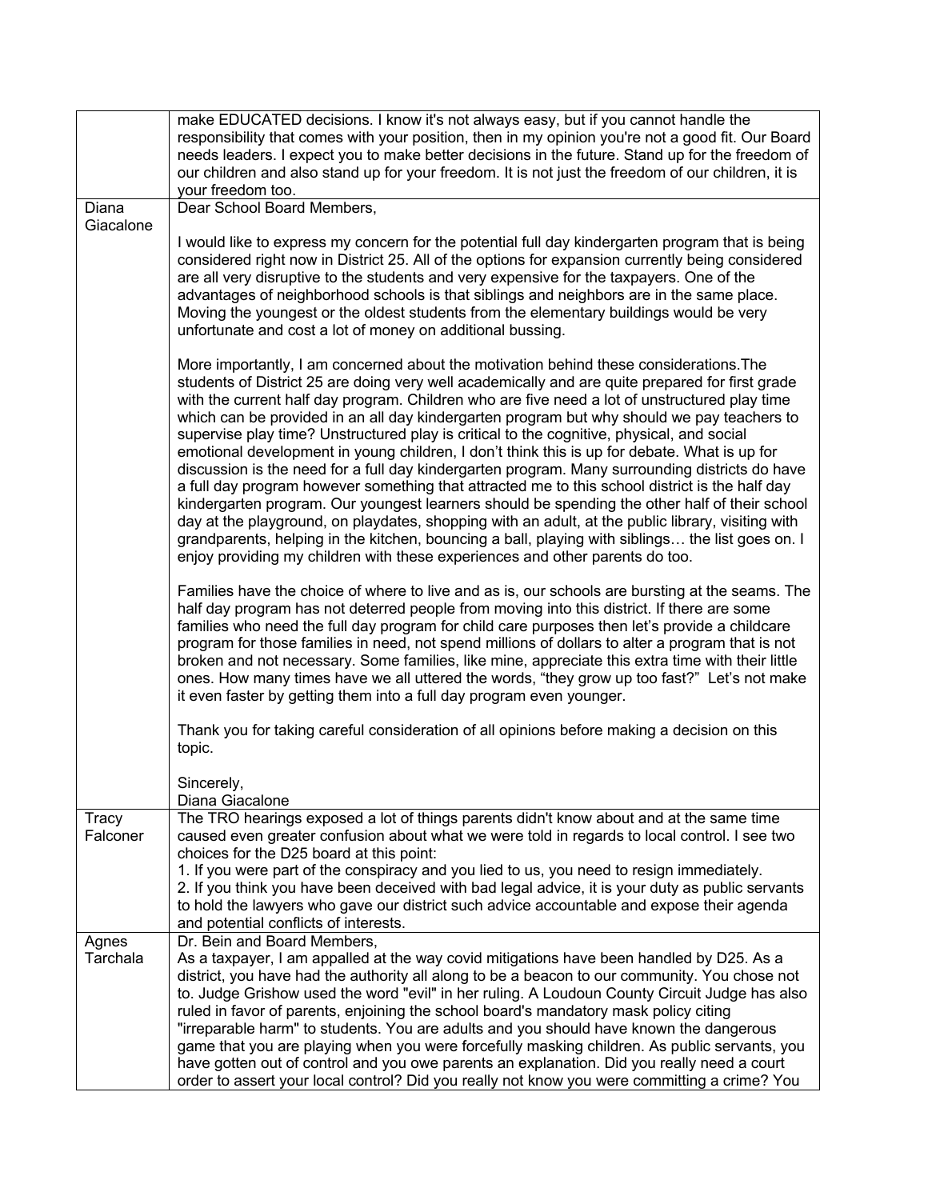| | |
|---|---|
| | make EDUCATED decisions. I know it's not always easy, but if you cannot handle the responsibility that comes with your position, then in my opinion you're not a good fit. Our Board needs leaders. I expect you to make better decisions in the future. Stand up for the freedom of our children and also stand up for your freedom. It is not just the freedom of our children, it is your freedom too. |
| Diana Giacalone | Dear School Board Members,<br><br>I would like to express my concern for the potential full day kindergarten program that is being considered right now in District 25. All of the options for expansion currently being considered are all very disruptive to the students and very expensive for the taxpayers. One of the advantages of neighborhood schools is that siblings and neighbors are in the same place. Moving the youngest or the oldest students from the elementary buildings would be very unfortunate and cost a lot of money on additional bussing.<br><br>More importantly, I am concerned about the motivation behind these considerations.The students of District 25 are doing very well academically and are quite prepared for first grade with the current half day program. Children who are five need a lot of unstructured play time which can be provided in an all day kindergarten program but why should we pay teachers to supervise play time? Unstructured play is critical to the cognitive, physical, and social emotional development in young children, I don't think this is up for debate. What is up for discussion is the need for a full day kindergarten program. Many surrounding districts do have a full day program however something that attracted me to this school district is the half day kindergarten program. Our youngest learners should be spending the other half of their school day at the playground, on playdates, shopping with an adult, at the public library, visiting with grandparents, helping in the kitchen, bouncing a ball, playing with siblings… the list goes on. I enjoy providing my children with these experiences and other parents do too.<br><br>Families have the choice of where to live and as is, our schools are bursting at the seams. The half day program has not deterred people from moving into this district. If there are some families who need the full day program for child care purposes then let's provide a childcare program for those families in need, not spend millions of dollars to alter a program that is not broken and not necessary. Some families, like mine, appreciate this extra time with their little ones. How many times have we all uttered the words, "they grow up too fast?" Let's not make it even faster by getting them into a full day program even younger.<br><br>Thank you for taking careful consideration of all opinions before making a decision on this topic.<br><br>Sincerely,<br>Diana Giacalone |
| Tracy Falconer | The TRO hearings exposed a lot of things parents didn't know about and at the same time caused even greater confusion about what we were told in regards to local control. I see two choices for the D25 board at this point:<br>1. If you were part of the conspiracy and you lied to us, you need to resign immediately.<br>2. If you think you have been deceived with bad legal advice, it is your duty as public servants to hold the lawyers who gave our district such advice accountable and expose their agenda and potential conflicts of interests. |
| Agnes Tarchala | Dr. Bein and Board Members,<br>As a taxpayer, I am appalled at the way covid mitigations have been handled by D25. As a district, you have had the authority all along to be a beacon to our community. You chose not to. Judge Grishow used the word "evil" in her ruling. A Loudoun County Circuit Judge has also ruled in favor of parents, enjoining the school board's mandatory mask policy citing "irreparable harm" to students. You are adults and you should have known the dangerous game that you are playing when you were forcefully masking children. As public servants, you have gotten out of control and you owe parents an explanation. Did you really need a court order to assert your local control? Did you really not know you were committing a crime? You |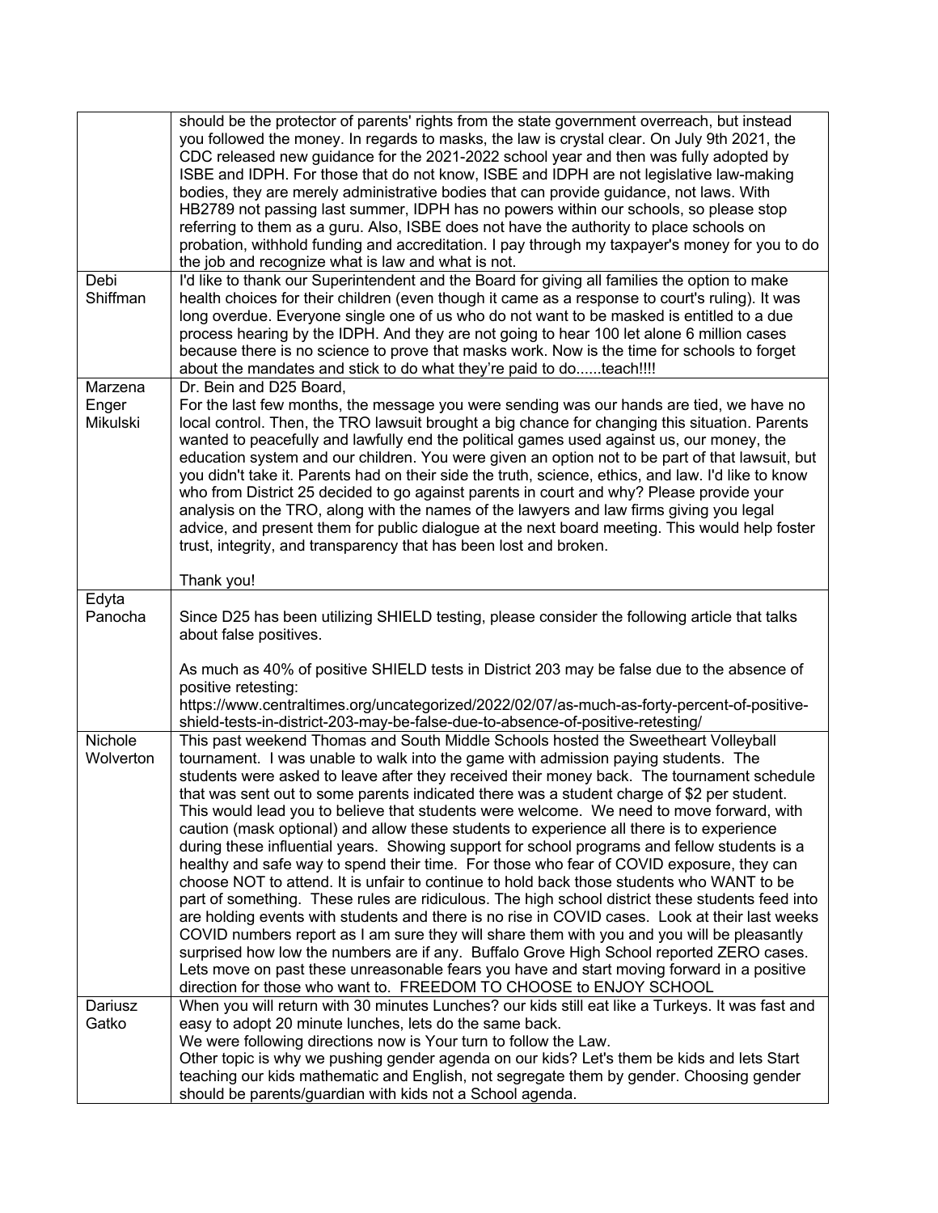| | |
|---|---|
| | should be the protector of parents' rights from the state government overreach, but instead you followed the money. In regards to masks, the law is crystal clear. On July 9th 2021, the CDC released new guidance for the 2021-2022 school year and then was fully adopted by ISBE and IDPH. For those that do not know, ISBE and IDPH are not legislative law-making bodies, they are merely administrative bodies that can provide guidance, not laws. With HB2789 not passing last summer, IDPH has no powers within our schools, so please stop referring to them as a guru. Also, ISBE does not have the authority to place schools on probation, withhold funding and accreditation. I pay through my taxpayer's money for you to do the job and recognize what is law and what is not. |
| Debi Shiffman | I'd like to thank our Superintendent and the Board for giving all families the option to make health choices for their children (even though it came as a response to court's ruling). It was long overdue. Everyone single one of us who do not want to be masked is entitled to a due process hearing by the IDPH. And they are not going to hear 100 let alone 6 million cases because there is no science to prove that masks work. Now is the time for schools to forget about the mandates and stick to do what they're paid to do......teach!!!! |
| Marzena Enger Mikulski | Dr. Bein and D25 Board,<br>For the last few months, the message you were sending was our hands are tied, we have no local control. Then, the TRO lawsuit brought a big chance for changing this situation. Parents wanted to peacefully and lawfully end the political games used against us, our money, the education system and our children. You were given an option not to be part of that lawsuit, but you didn't take it. Parents had on their side the truth, science, ethics, and law. I'd like to know who from District 25 decided to go against parents in court and why? Please provide your analysis on the TRO, along with the names of the lawyers and law firms giving you legal advice, and present them for public dialogue at the next board meeting. This would help foster trust, integrity, and transparency that has been lost and broken.<br><br>Thank you! |
| Edyta Panocha | Since D25 has been utilizing SHIELD testing, please consider the following article that talks about false positives.<br><br>As much as 40% of positive SHIELD tests in District 203 may be false due to the absence of positive retesting:<br>https://www.centraltimes.org/uncategorized/2022/02/07/as-much-as-forty-percent-of-positive-shield-tests-in-district-203-may-be-false-due-to-absence-of-positive-retesting/ |
| Nichole Wolverton | This past weekend Thomas and South Middle Schools hosted the Sweetheart Volleyball tournament. I was unable to walk into the game with admission paying students. The students were asked to leave after they received their money back. The tournament schedule that was sent out to some parents indicated there was a student charge of $2 per student. This would lead you to believe that students were welcome. We need to move forward, with caution (mask optional) and allow these students to experience all there is to experience during these influential years. Showing support for school programs and fellow students is a healthy and safe way to spend their time. For those who fear of COVID exposure, they can choose NOT to attend. It is unfair to continue to hold back those students who WANT to be part of something. These rules are ridiculous. The high school district these students feed into are holding events with students and there is no rise in COVID cases. Look at their last weeks COVID numbers report as I am sure they will share them with you and you will be pleasantly surprised how low the numbers are if any. Buffalo Grove High School reported ZERO cases. Lets move on past these unreasonable fears you have and start moving forward in a positive direction for those who want to. FREEDOM TO CHOOSE to ENJOY SCHOOL |
| Dariusz Gatko | When you will return with 30 minutes Lunches? our kids still eat like a Turkeys. It was fast and easy to adopt 20 minute lunches, lets do the same back.<br>We were following directions now is Your turn to follow the Law.<br>Other topic is why we pushing gender agenda on our kids? Let's them be kids and lets Start teaching our kids mathematic and English, not segregate them by gender. Choosing gender should be parents/guardian with kids not a School agenda. |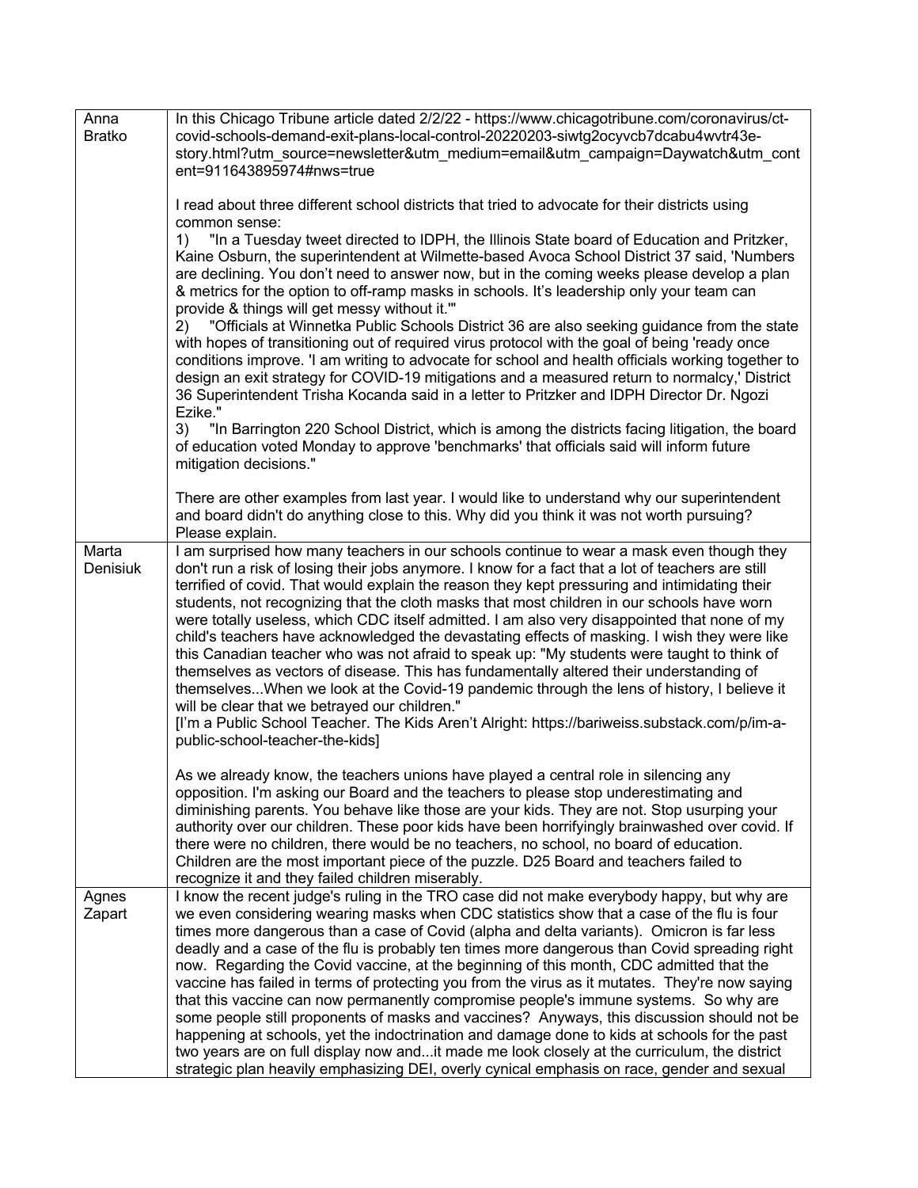| | |
|---|---|
| Anna Bratko | In this Chicago Tribune article dated 2/2/22 - https://www.chicagotribune.com/coronavirus/ct-covid-schools-demand-exit-plans-local-control-20220203-siwtg2ocyvcb7dcabu4wvtr43e-story.html?utm_source=newsletter&utm_medium=email&utm_campaign=Daywatch&utm_content=911643895974#nws=true<br><br>I read about three different school districts that tried to advocate for their districts using common sense:<br>1) "In a Tuesday tweet directed to IDPH, the Illinois State board of Education and Pritzker, Kaine Osburn, the superintendent at Wilmette-based Avoca School District 37 said, 'Numbers are declining. You don't need to answer now, but in the coming weeks please develop a plan & metrics for the option to off-ramp masks in schools. It's leadership only your team can provide & things will get messy without it.'"<br>2) "Officials at Winnetka Public Schools District 36 are also seeking guidance from the state with hopes of transitioning out of required virus protocol with the goal of being 'ready once conditions improve. 'I am writing to advocate for school and health officials working together to design an exit strategy for COVID-19 mitigations and a measured return to normalcy,' District 36 Superintendent Trisha Kocanda said in a letter to Pritzker and IDPH Director Dr. Ngozi Ezike."<br>3) "In Barrington 220 School District, which is among the districts facing litigation, the board of education voted Monday to approve 'benchmarks' that officials said will inform future mitigation decisions."<br><br>There are other examples from last year. I would like to understand why our superintendent and board didn't do anything close to this. Why did you think it was not worth pursuing? Please explain. |
| Marta Denisiuk | I am surprised how many teachers in our schools continue to wear a mask even though they don't run a risk of losing their jobs anymore. I know for a fact that a lot of teachers are still terrified of covid. That would explain the reason they kept pressuring and intimidating their students, not recognizing that the cloth masks that most children in our schools have worn were totally useless, which CDC itself admitted. I am also very disappointed that none of my child's teachers have acknowledged the devastating effects of masking. I wish they were like this Canadian teacher who was not afraid to speak up: "My students were taught to think of themselves as vectors of disease. This has fundamentally altered their understanding of themselves...When we look at the Covid-19 pandemic through the lens of history, I believe it will be clear that we betrayed our children."<br>[I'm a Public School Teacher. The Kids Aren't Alright: https://bariweiss.substack.com/p/im-a-public-school-teacher-the-kids]<br><br>As we already know, the teachers unions have played a central role in silencing any opposition. I'm asking our Board and the teachers to please stop underestimating and diminishing parents. You behave like those are your kids. They are not. Stop usurping your authority over our children. These poor kids have been horrifyingly brainwashed over covid. If there were no children, there would be no teachers, no school, no board of education. Children are the most important piece of the puzzle. D25 Board and teachers failed to recognize it and they failed children miserably. |
| Agnes Zapart | I know the recent judge's ruling in the TRO case did not make everybody happy, but why are we even considering wearing masks when CDC statistics show that a case of the flu is four times more dangerous than a case of Covid (alpha and delta variants). Omicron is far less deadly and a case of the flu is probably ten times more dangerous than Covid spreading right now. Regarding the Covid vaccine, at the beginning of this month, CDC admitted that the vaccine has failed in terms of protecting you from the virus as it mutates. They're now saying that this vaccine can now permanently compromise people's immune systems. So why are some people still proponents of masks and vaccines? Anyways, this discussion should not be happening at schools, yet the indoctrination and damage done to kids at schools for the past two years are on full display now and...it made me look closely at the curriculum, the district strategic plan heavily emphasizing DEI, overly cynical emphasis on race, gender and sexual |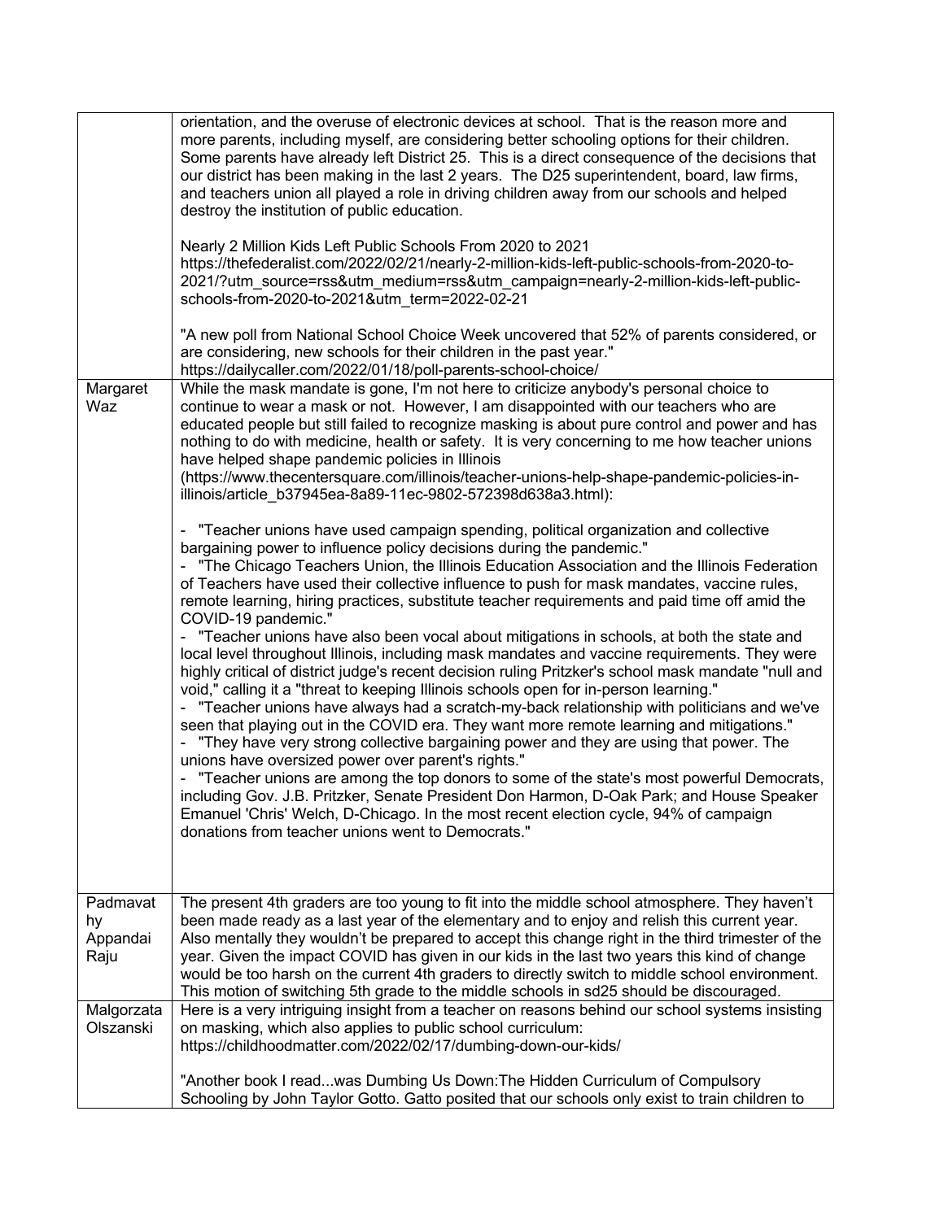| | |
|---|---|
| | orientation, and the overuse of electronic devices at school. That is the reason more and more parents, including myself, are considering better schooling options for their children. Some parents have already left District 25. This is a direct consequence of the decisions that our district has been making in the last 2 years. The D25 superintendent, board, law firms, and teachers union all played a role in driving children away from our schools and helped destroy the institution of public education.<br><br>Nearly 2 Million Kids Left Public Schools From 2020 to 2021<br>https://thefederalist.com/2022/02/21/nearly-2-million-kids-left-public-schools-from-2020-to-2021/?utm_source=rss&utm_medium=rss&utm_campaign=nearly-2-million-kids-left-public-schools-from-2020-to-2021&utm_term=2022-02-21<br><br>"A new poll from National School Choice Week uncovered that 52% of parents considered, or are considering, new schools for their children in the past year."<br>https://dailycaller.com/2022/01/18/poll-parents-school-choice/ |
| Margaret Waz | While the mask mandate is gone, I'm not here to criticize anybody's personal choice to continue to wear a mask or not. However, I am disappointed with our teachers who are educated people but still failed to recognize masking is about pure control and power and has nothing to do with medicine, health or safety. It is very concerning to me how teacher unions have helped shape pandemic policies in Illinois (https://www.thecentersquare.com/illinois/teacher-unions-help-shape-pandemic-policies-in-illinois/article_b37945ea-8a89-11ec-9802-572398d638a3.html):<br><br>- "Teacher unions have used campaign spending, political organization and collective bargaining power to influence policy decisions during the pandemic."<br>- "The Chicago Teachers Union, the Illinois Education Association and the Illinois Federation of Teachers have used their collective influence to push for mask mandates, vaccine rules, remote learning, hiring practices, substitute teacher requirements and paid time off amid the COVID-19 pandemic."<br>- "Teacher unions have also been vocal about mitigations in schools, at both the state and local level throughout Illinois, including mask mandates and vaccine requirements. They were highly critical of district judge's recent decision ruling Pritzker's school mask mandate "null and void," calling it a "threat to keeping Illinois schools open for in-person learning."<br>- "Teacher unions have always had a scratch-my-back relationship with politicians and we've seen that playing out in the COVID era. They want more remote learning and mitigations."<br>- "They have very strong collective bargaining power and they are using that power. The unions have oversized power over parent's rights."<br>- "Teacher unions are among the top donors to some of the state's most powerful Democrats, including Gov. J.B. Pritzker, Senate President Don Harmon, D-Oak Park; and House Speaker Emanuel 'Chris' Welch, D-Chicago. In the most recent election cycle, 94% of campaign donations from teacher unions went to Democrats." |
| Padmavathy Appandai Raju | The present 4th graders are too young to fit into the middle school atmosphere. They haven't been made ready as a last year of the elementary and to enjoy and relish this current year. Also mentally they wouldn't be prepared to accept this change right in the third trimester of the year. Given the impact COVID has given in our kids in the last two years this kind of change would be too harsh on the current 4th graders to directly switch to middle school environment. This motion of switching 5th grade to the middle schools in sd25 should be discouraged. |
| Malgorzata Olszanski | Here is a very intriguing insight from a teacher on reasons behind our school systems insisting on masking, which also applies to public school curriculum:<br>https://childhoodmatter.com/2022/02/17/dumbing-down-our-kids/<br><br>"Another book I read...was Dumbing Us Down:The Hidden Curriculum of Compulsory Schooling by John Taylor Gotto. Gatto posited that our schools only exist to train children to |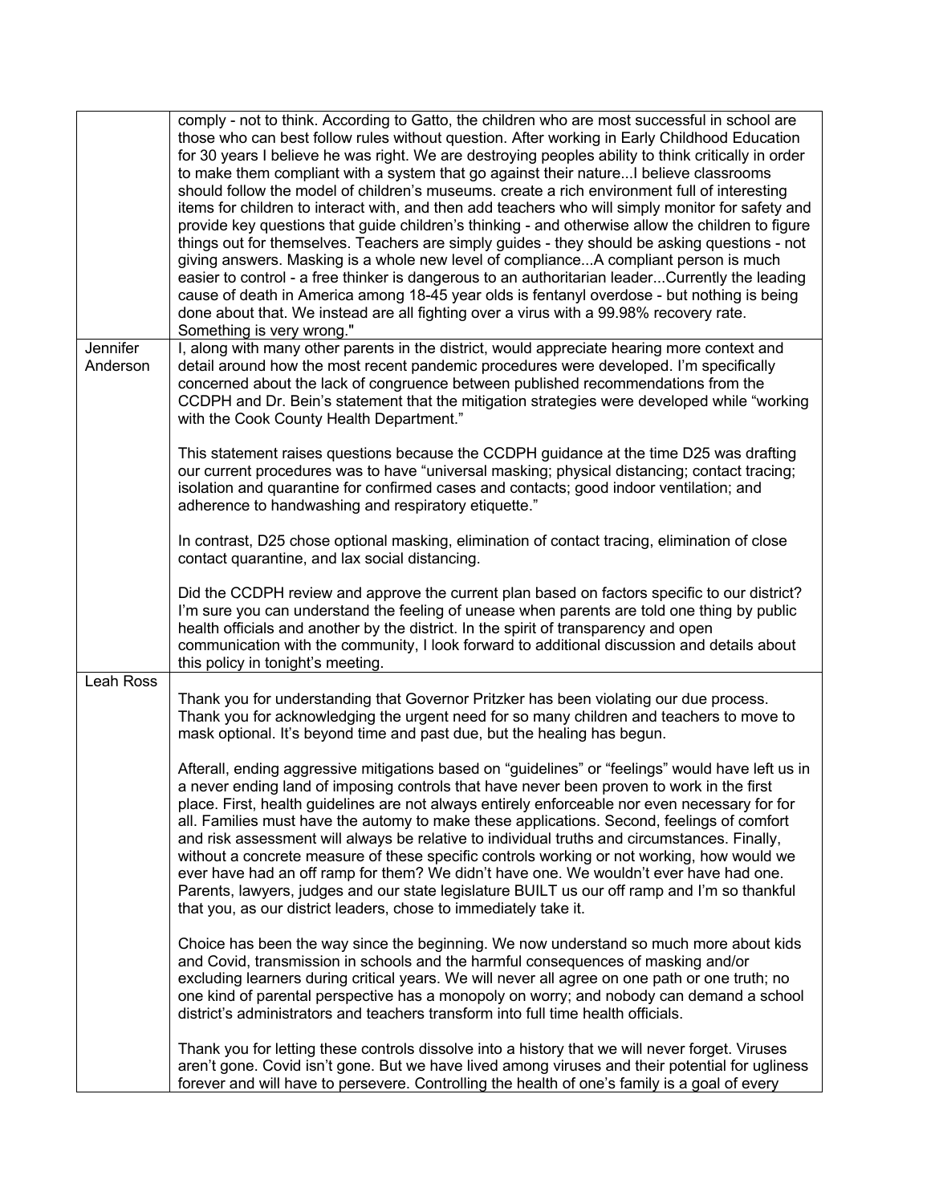| | |
|---|---|
| | comply - not to think. According to Gatto, the children who are most successful in school are those who can best follow rules without question. After working in Early Childhood Education for 30 years I believe he was right. We are destroying peoples ability to think critically in order to make them compliant with a system that go against their nature...I believe classrooms should follow the model of children's museums. create a rich environment full of interesting items for children to interact with, and then add teachers who will simply monitor for safety and provide key questions that guide children's thinking - and otherwise allow the children to figure things out for themselves. Teachers are simply guides - they should be asking questions - not giving answers. Masking is a whole new level of compliance...A compliant person is much easier to control - a free thinker is dangerous to an authoritarian leader...Currently the leading cause of death in America among 18-45 year olds is fentanyl overdose - but nothing is being done about that. We instead are all fighting over a virus with a 99.98% recovery rate. Something is very wrong." |
| Jennifer Anderson | I, along with many other parents in the district, would appreciate hearing more context and detail around how the most recent pandemic procedures were developed. I'm specifically concerned about the lack of congruence between published recommendations from the CCDPH and Dr. Bein's statement that the mitigation strategies were developed while "working with the Cook County Health Department."<br><br>This statement raises questions because the CCDPH guidance at the time D25 was drafting our current procedures was to have "universal masking; physical distancing; contact tracing; isolation and quarantine for confirmed cases and contacts; good indoor ventilation; and adherence to handwashing and respiratory etiquette."<br><br>In contrast, D25 chose optional masking, elimination of contact tracing, elimination of close contact quarantine, and lax social distancing.<br><br>Did the CCDPH review and approve the current plan based on factors specific to our district? I'm sure you can understand the feeling of unease when parents are told one thing by public health officials and another by the district. In the spirit of transparency and open communication with the community, I look forward to additional discussion and details about this policy in tonight's meeting. |
| Leah Ross | Thank you for understanding that Governor Pritzker has been violating our due process. Thank you for acknowledging the urgent need for so many children and teachers to move to mask optional. It's beyond time and past due, but the healing has begun.<br><br>Afterall, ending aggressive mitigations based on "guidelines" or "feelings" would have left us in a never ending land of imposing controls that have never been proven to work in the first place. First, health guidelines are not always entirely enforceable nor even necessary for for all. Families must have the automy to make these applications. Second, feelings of comfort and risk assessment will always be relative to individual truths and circumstances. Finally, without a concrete measure of these specific controls working or not working, how would we ever have had an off ramp for them? We didn't have one. We wouldn't ever have had one. Parents, lawyers, judges and our state legislature BUILT us our off ramp and I'm so thankful that you, as our district leaders, chose to immediately take it.<br><br>Choice has been the way since the beginning. We now understand so much more about kids and Covid, transmission in schools and the harmful consequences of masking and/or excluding learners during critical years. We will never all agree on one path or one truth; no one kind of parental perspective has a monopoly on worry; and nobody can demand a school district's administrators and teachers transform into full time health officials.<br><br>Thank you for letting these controls dissolve into a history that we will never forget. Viruses aren't gone. Covid isn't gone. But we have lived among viruses and their potential for ugliness forever and will have to persevere. Controlling the health of one's family is a goal of every |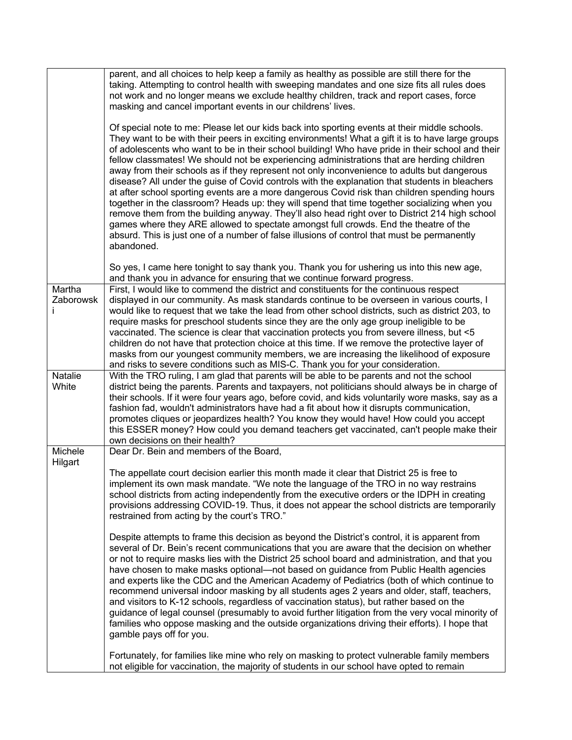| | |
|---|---|
| | parent, and all choices to help keep a family as healthy as possible are still there for the taking. Attempting to control health with sweeping mandates and one size fits all rules does not work and no longer means we exclude healthy children, track and report cases, force masking and cancel important events in our childrens' lives.<br><br>Of special note to me: Please let our kids back into sporting events at their middle schools. They want to be with their peers in exciting environments! What a gift it is to have large groups of adolescents who want to be in their school building! Who have pride in their school and their fellow classmates! We should not be experiencing administrations that are herding children away from their schools as if they represent not only inconvenience to adults but dangerous disease? All under the guise of Covid controls with the explanation that students in bleachers at after school sporting events are a more dangerous Covid risk than children spending hours together in the classroom? Heads up: they will spend that time together socializing when you remove them from the building anyway. They'll also head right over to District 214 high school games where they ARE allowed to spectate amongst full crowds. End the theatre of the absurd. This is just one of a number of false illusions of control that must be permanently abandoned.<br><br>So yes, I came here tonight to say thank you. Thank you for ushering us into this new age, and thank you in advance for ensuring that we continue forward progress. |
| Martha Zaborowski | First, I would like to commend the district and constituents for the continuous respect displayed in our community. As mask standards continue to be overseen in various courts, I would like to request that we take the lead from other school districts, such as district 203, to require masks for preschool students since they are the only age group ineligible to be vaccinated. The science is clear that vaccination protects you from severe illness, but <5 children do not have that protection choice at this time. If we remove the protective layer of masks from our youngest community members, we are increasing the likelihood of exposure and risks to severe conditions such as MIS-C. Thank you for your consideration. |
| Natalie White | With the TRO ruling, I am glad that parents will be able to be parents and not the school district being the parents. Parents and taxpayers, not politicians should always be in charge of their schools. If it were four years ago, before covid, and kids voluntarily wore masks, say as a fashion fad, wouldn't administrators have had a fit about how it disrupts communication, promotes cliques or jeopardizes health? You know they would have! How could you accept this ESSER money? How could you demand teachers get vaccinated, can't people make their own decisions on their health? |
| Michele Hilgart | Dear Dr. Bein and members of the Board,<br><br>The appellate court decision earlier this month made it clear that District 25 is free to implement its own mask mandate. "We note the language of the TRO in no way restrains school districts from acting independently from the executive orders or the IDPH in creating provisions addressing COVID-19. Thus, it does not appear the school districts are temporarily restrained from acting by the court's TRO."<br><br>Despite attempts to frame this decision as beyond the District's control, it is apparent from several of Dr. Bein's recent communications that you are aware that the decision on whether or not to require masks lies with the District 25 school board and administration, and that you have chosen to make masks optional—not based on guidance from Public Health agencies and experts like the CDC and the American Academy of Pediatrics (both of which continue to recommend universal indoor masking by all students ages 2 years and older, staff, teachers, and visitors to K-12 schools, regardless of vaccination status), but rather based on the guidance of legal counsel (presumably to avoid further litigation from the very vocal minority of families who oppose masking and the outside organizations driving their efforts). I hope that gamble pays off for you.<br><br>Fortunately, for families like mine who rely on masking to protect vulnerable family members not eligible for vaccination, the majority of students in our school have opted to remain |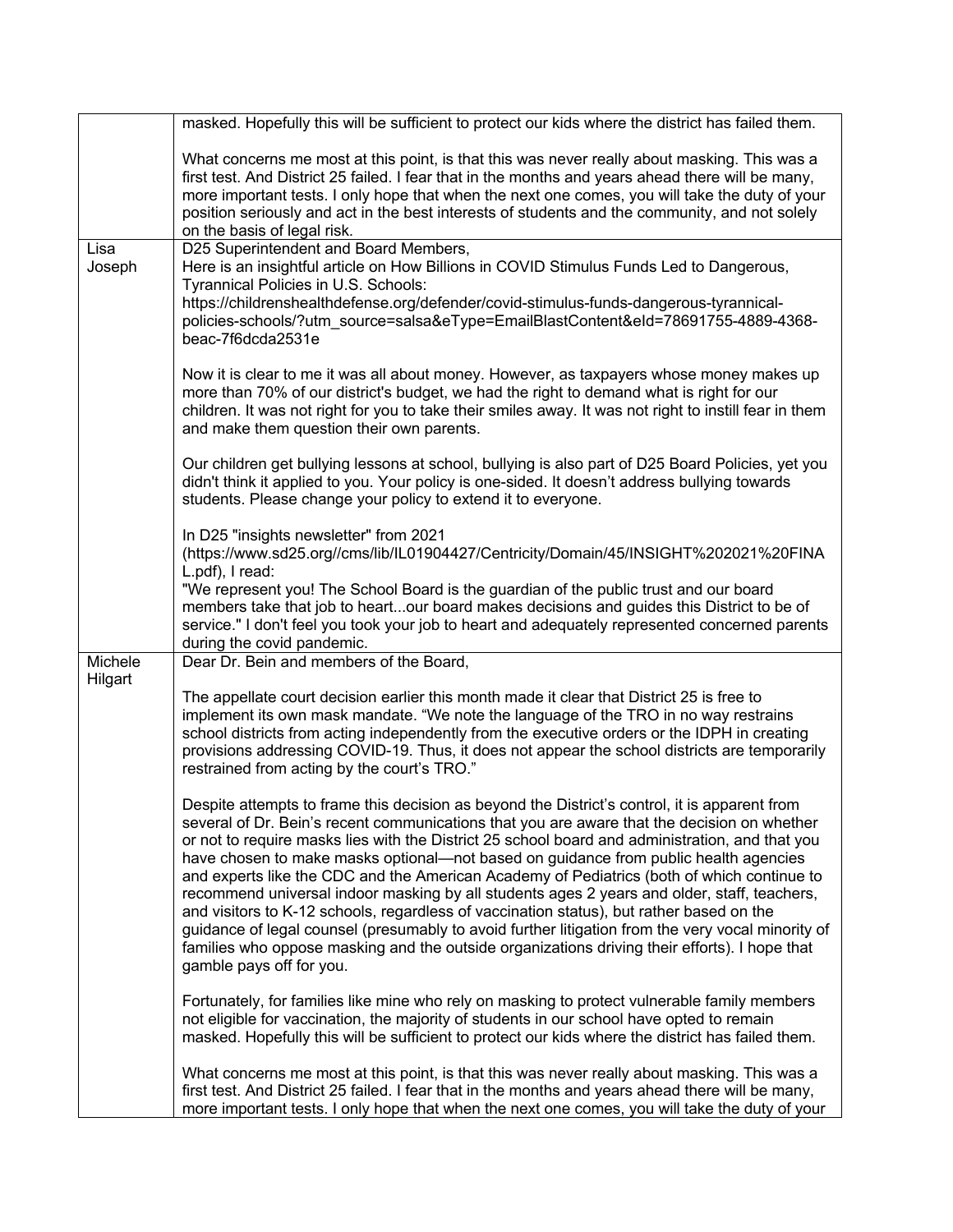| | |
|---|---|
| | masked. Hopefully this will be sufficient to protect our kids where the district has failed them.<br><br>What concerns me most at this point, is that this was never really about masking. This was a first test. And District 25 failed. I fear that in the months and years ahead there will be many, more important tests. I only hope that when the next one comes, you will take the duty of your position seriously and act in the best interests of students and the community, and not solely on the basis of legal risk. |
| Lisa Joseph | D25 Superintendent and Board Members,<br>Here is an insightful article on How Billions in COVID Stimulus Funds Led to Dangerous, Tyrannical Policies in U.S. Schools:<br>https://childrenshealthdefense.org/defender/covid-stimulus-funds-dangerous-tyrannical-policies-schools/?utm_source=salsa&eType=EmailBlastContent&eId=78691755-4889-4368-beac-7f6dcda2531e<br><br>Now it is clear to me it was all about money. However, as taxpayers whose money makes up more than 70% of our district's budget, we had the right to demand what is right for our children. It was not right for you to take their smiles away. It was not right to instill fear in them and make them question their own parents.<br><br>Our children get bullying lessons at school, bullying is also part of D25 Board Policies, yet you didn't think it applied to you. Your policy is one-sided. It doesn't address bullying towards students. Please change your policy to extend it to everyone.<br><br>In D25 "insights newsletter" from 2021 (https://www.sd25.org//cms/lib/IL01904427/Centricity/Domain/45/INSIGHT%202021%20FINAL.pdf), I read:<br>"We represent you! The School Board is the guardian of the public trust and our board members take that job to heart...our board makes decisions and guides this District to be of service." I don't feel you took your job to heart and adequately represented concerned parents during the covid pandemic. |
| Michele Hilgart | Dear Dr. Bein and members of the Board,<br><br>The appellate court decision earlier this month made it clear that District 25 is free to implement its own mask mandate. "We note the language of the TRO in no way restrains school districts from acting independently from the executive orders or the IDPH in creating provisions addressing COVID-19. Thus, it does not appear the school districts are temporarily restrained from acting by the court's TRO."<br><br>Despite attempts to frame this decision as beyond the District's control, it is apparent from several of Dr. Bein's recent communications that you are aware that the decision on whether or not to require masks lies with the District 25 school board and administration, and that you have chosen to make masks optional—not based on guidance from public health agencies and experts like the CDC and the American Academy of Pediatrics (both of which continue to recommend universal indoor masking by all students ages 2 years and older, staff, teachers, and visitors to K-12 schools, regardless of vaccination status), but rather based on the guidance of legal counsel (presumably to avoid further litigation from the very vocal minority of families who oppose masking and the outside organizations driving their efforts). I hope that gamble pays off for you.<br><br>Fortunately, for families like mine who rely on masking to protect vulnerable family members not eligible for vaccination, the majority of students in our school have opted to remain masked. Hopefully this will be sufficient to protect our kids where the district has failed them.<br><br>What concerns me most at this point, is that this was never really about masking. This was a first test. And District 25 failed. I fear that in the months and years ahead there will be many, more important tests. I only hope that when the next one comes, you will take the duty of your |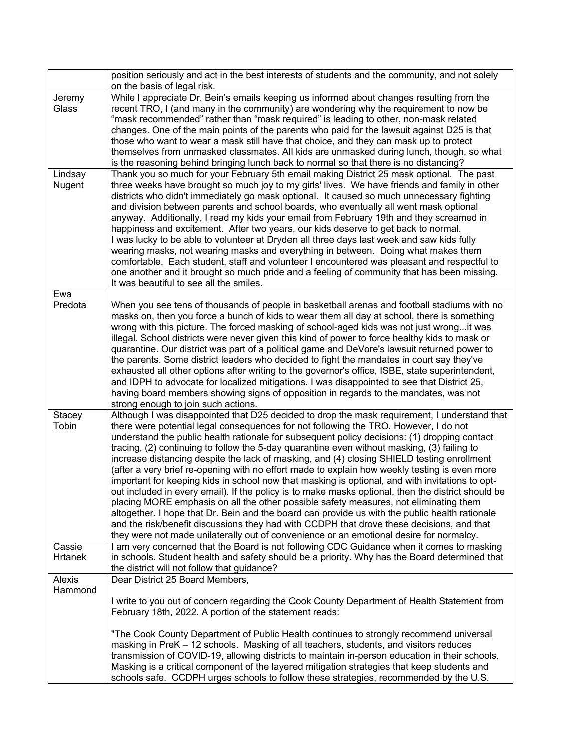| | |
|---|---|
| | position seriously and act in the best interests of students and the community, and not solely on the basis of legal risk. |
| Jeremy Glass | While I appreciate Dr. Bein's emails keeping us informed about changes resulting from the recent TRO, I (and many in the community) are wondering why the requirement to now be "mask recommended" rather than "mask required" is leading to other, non-mask related changes. One of the main points of the parents who paid for the lawsuit against D25 is that those who want to wear a mask still have that choice, and they can mask up to protect themselves from unmasked classmates. All kids are unmasked during lunch, though, so what is the reasoning behind bringing lunch back to normal so that there is no distancing? |
| Lindsay Nugent | Thank you so much for your February 5th email making District 25 mask optional. The past three weeks have brought so much joy to my girls' lives. We have friends and family in other districts who didn't immediately go mask optional. It caused so much unnecessary fighting and division between parents and school boards, who eventually all went mask optional anyway. Additionally, I read my kids your email from February 19th and they screamed in happiness and excitement. After two years, our kids deserve to get back to normal.<br>I was lucky to be able to volunteer at Dryden all three days last week and saw kids fully wearing masks, not wearing masks and everything in between. Doing what makes them comfortable. Each student, staff and volunteer I encountered was pleasant and respectful to one another and it brought so much pride and a feeling of community that has been missing. It was beautiful to see all the smiles. |
| Ewa Predota | When you see tens of thousands of people in basketball arenas and football stadiums with no masks on, then you force a bunch of kids to wear them all day at school, there is something wrong with this picture. The forced masking of school-aged kids was not just wrong...it was illegal. School districts were never given this kind of power to force healthy kids to mask or quarantine. Our district was part of a political game and DeVore's lawsuit returned power to the parents. Some district leaders who decided to fight the mandates in court say they've exhausted all other options after writing to the governor's office, ISBE, state superintendent, and IDPH to advocate for localized mitigations. I was disappointed to see that District 25, having board members showing signs of opposition in regards to the mandates, was not strong enough to join such actions. |
| Stacey Tobin | Although I was disappointed that D25 decided to drop the mask requirement, I understand that there were potential legal consequences for not following the TRO. However, I do not understand the public health rationale for subsequent policy decisions: (1) dropping contact tracing, (2) continuing to follow the 5-day quarantine even without masking, (3) failing to increase distancing despite the lack of masking, and (4) closing SHIELD testing enrollment (after a very brief re-opening with no effort made to explain how weekly testing is even more important for keeping kids in school now that masking is optional, and with invitations to opt-out included in every email). If the policy is to make masks optional, then the district should be placing MORE emphasis on all the other possible safety measures, not eliminating them altogether. I hope that Dr. Bein and the board can provide us with the public health rationale and the risk/benefit discussions they had with CCDPH that drove these decisions, and that they were not made unilaterally out of convenience or an emotional desire for normalcy. |
| Cassie Hrtanek | I am very concerned that the Board is not following CDC Guidance when it comes to masking in schools. Student health and safety should be a priority. Why has the Board determined that the district will not follow that guidance? |
| Alexis Hammond | Dear District 25 Board Members,<br><br>I write to you out of concern regarding the Cook County Department of Health Statement from February 18th, 2022. A portion of the statement reads:<br><br>"The Cook County Department of Public Health continues to strongly recommend universal masking in PreK – 12 schools. Masking of all teachers, students, and visitors reduces transmission of COVID-19, allowing districts to maintain in-person education in their schools. Masking is a critical component of the layered mitigation strategies that keep students and schools safe. CCDPH urges schools to follow these strategies, recommended by the U.S. |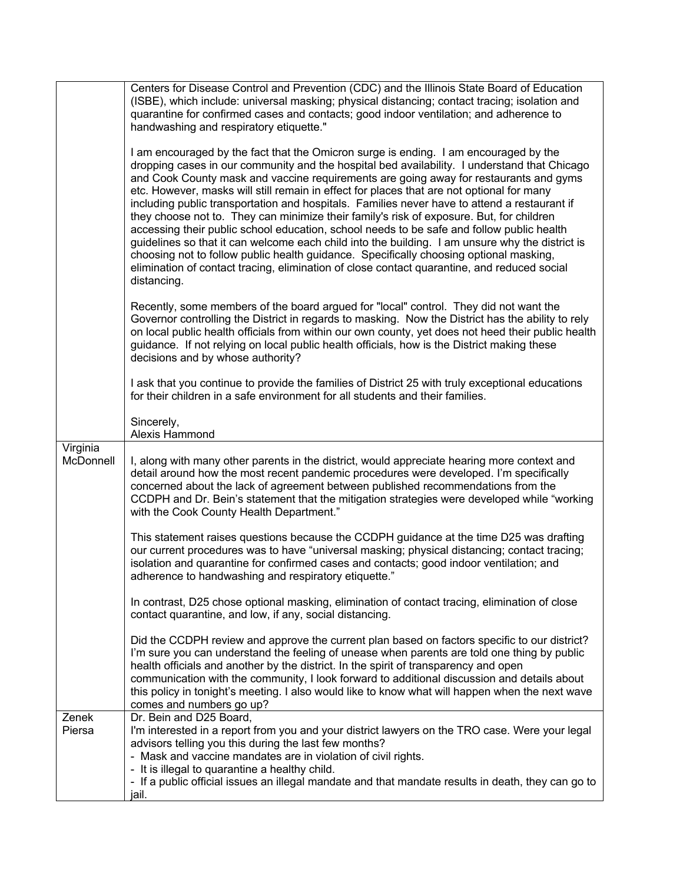| | |
|---|---|
| | Centers for Disease Control and Prevention (CDC) and the Illinois State Board of Education (ISBE), which include: universal masking; physical distancing; contact tracing; isolation and quarantine for confirmed cases and contacts; good indoor ventilation; and adherence to handwashing and respiratory etiquette."<br><br>I am encouraged by the fact that the Omicron surge is ending. I am encouraged by the dropping cases in our community and the hospital bed availability. I understand that Chicago and Cook County mask and vaccine requirements are going away for restaurants and gyms etc. However, masks will still remain in effect for places that are not optional for many including public transportation and hospitals. Families never have to attend a restaurant if they choose not to. They can minimize their family's risk of exposure. But, for children accessing their public school education, school needs to be safe and follow public health guidelines so that it can welcome each child into the building. I am unsure why the district is choosing not to follow public health guidance. Specifically choosing optional masking, elimination of contact tracing, elimination of close contact quarantine, and reduced social distancing.<br><br>Recently, some members of the board argued for "local" control. They did not want the Governor controlling the District in regards to masking. Now the District has the ability to rely on local public health officials from within our own county, yet does not heed their public health guidance. If not relying on local public health officials, how is the District making these decisions and by whose authority?<br><br>I ask that you continue to provide the families of District 25 with truly exceptional educations for their children in a safe environment for all students and their families.<br><br>Sincerely,<br>Alexis Hammond |
| Virginia McDonnell | I, along with many other parents in the district, would appreciate hearing more context and detail around how the most recent pandemic procedures were developed. I'm specifically concerned about the lack of agreement between published recommendations from the CCDPH and Dr. Bein's statement that the mitigation strategies were developed while "working with the Cook County Health Department."<br><br>This statement raises questions because the CCDPH guidance at the time D25 was drafting our current procedures was to have "universal masking; physical distancing; contact tracing; isolation and quarantine for confirmed cases and contacts; good indoor ventilation; and adherence to handwashing and respiratory etiquette."<br><br>In contrast, D25 chose optional masking, elimination of contact tracing, elimination of close contact quarantine, and low, if any, social distancing.<br><br>Did the CCDPH review and approve the current plan based on factors specific to our district? I'm sure you can understand the feeling of unease when parents are told one thing by public health officials and another by the district. In the spirit of transparency and open communication with the community, I look forward to additional discussion and details about this policy in tonight's meeting. I also would like to know what will happen when the next wave comes and numbers go up? |
| Zenek Piersa | Dr. Bein and D25 Board,<br>I'm interested in a report from you and your district lawyers on the TRO case. Were your legal advisors telling you this during the last few months?<br>- Mask and vaccine mandates are in violation of civil rights.<br>- It is illegal to quarantine a healthy child.<br>- If a public official issues an illegal mandate and that mandate results in death, they can go to jail. |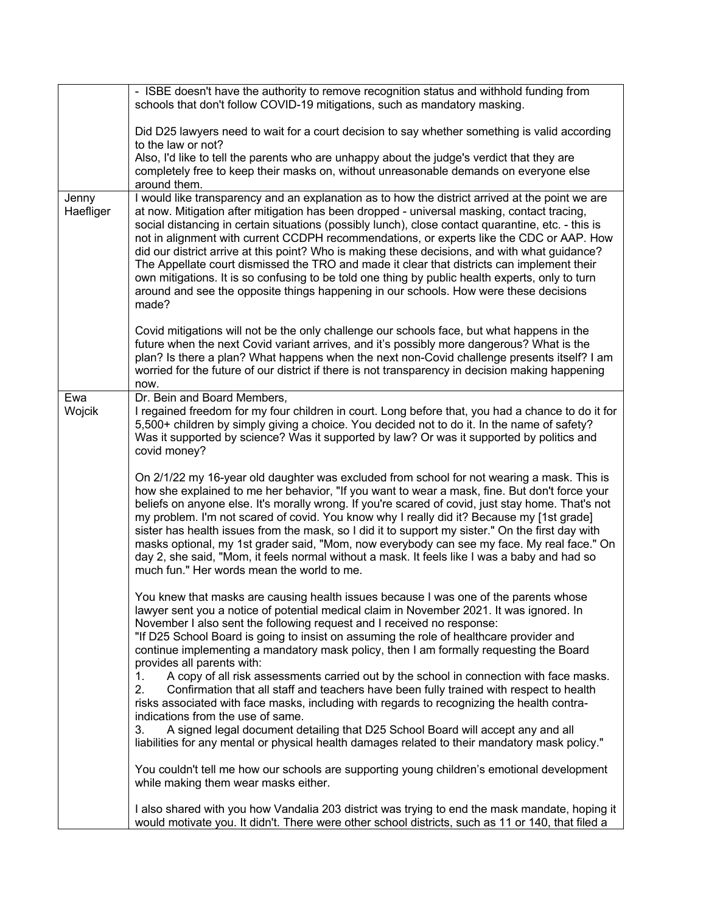|  |  |
|---|---|
|  | - ISBE doesn't have the authority to remove recognition status and withhold funding from schools that don't follow COVID-19 mitigations, such as mandatory masking.<br><br>Did D25 lawyers need to wait for a court decision to say whether something is valid according to the law or not?<br>Also, I'd like to tell the parents who are unhappy about the judge's verdict that they are completely free to keep their masks on, without unreasonable demands on everyone else around them. |
| Jenny Haefliger | I would like transparency and an explanation as to how the district arrived at the point we are at now. Mitigation after mitigation has been dropped - universal masking, contact tracing, social distancing in certain situations (possibly lunch), close contact quarantine, etc. - this is not in alignment with current CCDPH recommendations, or experts like the CDC or AAP. How did our district arrive at this point? Who is making these decisions, and with what guidance? The Appellate court dismissed the TRO and made it clear that districts can implement their own mitigations. It is so confusing to be told one thing by public health experts, only to turn around and see the opposite things happening in our schools. How were these decisions made?<br><br>Covid mitigations will not be the only challenge our schools face, but what happens in the future when the next Covid variant arrives, and it's possibly more dangerous? What is the plan? Is there a plan? What happens when the next non-Covid challenge presents itself? I am worried for the future of our district if there is not transparency in decision making happening now. |
| Ewa Wojcik | Dr. Bein and Board Members,<br>I regained freedom for my four children in court. Long before that, you had a chance to do it for 5,500+ children by simply giving a choice. You decided not to do it. In the name of safety? Was it supported by science? Was it supported by law? Or was it supported by politics and covid money?<br><br>On 2/1/22 my 16-year old daughter was excluded from school for not wearing a mask. This is how she explained to me her behavior, "If you want to wear a mask, fine. But don't force your beliefs on anyone else. It's morally wrong. If you're scared of covid, just stay home. That's not my problem. I'm not scared of covid. You know why I really did it? Because my [1st grade] sister has health issues from the mask, so I did it to support my sister." On the first day with masks optional, my 1st grader said, "Mom, now everybody can see my face. My real face." On day 2, she said, "Mom, it feels normal without a mask. It feels like I was a baby and had so much fun." Her words mean the world to me.<br><br>You knew that masks are causing health issues because I was one of the parents whose lawyer sent you a notice of potential medical claim in November 2021. It was ignored. In November I also sent the following request and I received no response:<br>"If D25 School Board is going to insist on assuming the role of healthcare provider and continue implementing a mandatory mask policy, then I am formally requesting the Board provides all parents with:<br>1. A copy of all risk assessments carried out by the school in connection with face masks.<br>2. Confirmation that all staff and teachers have been fully trained with respect to health risks associated with face masks, including with regards to recognizing the health contra-indications from the use of same.<br>3. A signed legal document detailing that D25 School Board will accept any and all liabilities for any mental or physical health damages related to their mandatory mask policy."<br><br>You couldn't tell me how our schools are supporting young children's emotional development while making them wear masks either.<br><br>I also shared with you how Vandalia 203 district was trying to end the mask mandate, hoping it would motivate you. It didn't. There were other school districts, such as 11 or 140, that filed a |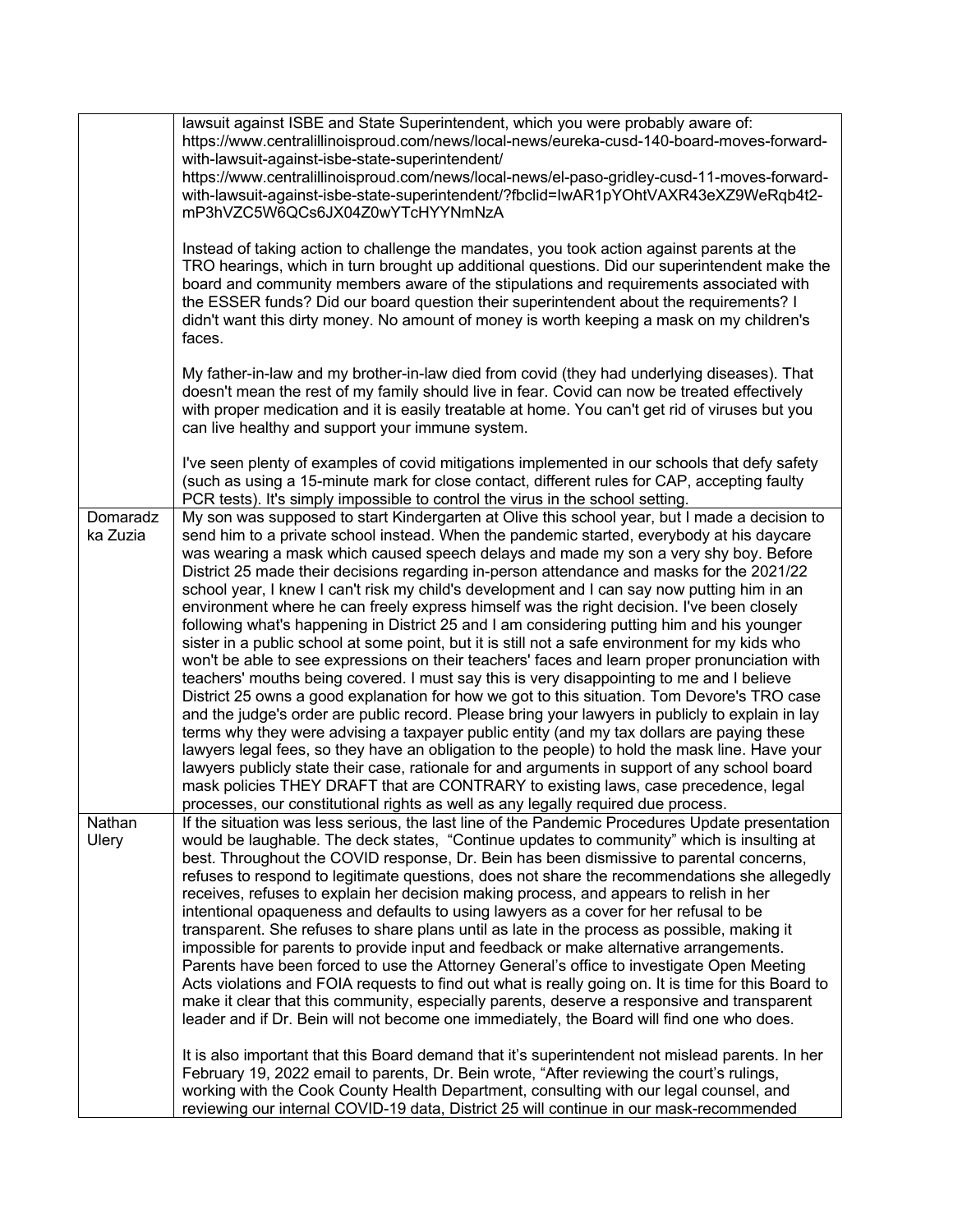| | |
|---|---|
| | lawsuit against ISBE and State Superintendent, which you were probably aware of: https://www.centralillinoisproud.com/news/local-news/eureka-cusd-140-board-moves-forward-with-lawsuit-against-isbe-state-superintendent/ https://www.centralillinoisproud.com/news/local-news/el-paso-gridley-cusd-11-moves-forward-with-lawsuit-against-isbe-state-superintendent/?fbclid=IwAR1pYOhtVAXR43eXZ9WeRqb4t2-mP3hVZC5W6QCs6JX04Z0wYTcHYYNmNzA<br><br>Instead of taking action to challenge the mandates, you took action against parents at the TRO hearings, which in turn brought up additional questions. Did our superintendent make the board and community members aware of the stipulations and requirements associated with the ESSER funds? Did our board question their superintendent about the requirements? I didn't want this dirty money. No amount of money is worth keeping a mask on my children's faces.<br><br>My father-in-law and my brother-in-law died from covid (they had underlying diseases). That doesn't mean the rest of my family should live in fear. Covid can now be treated effectively with proper medication and it is easily treatable at home. You can't get rid of viruses but you can live healthy and support your immune system.<br><br>I've seen plenty of examples of covid mitigations implemented in our schools that defy safety (such as using a 15-minute mark for close contact, different rules for CAP, accepting faulty PCR tests). It's simply impossible to control the virus in the school setting. |
| Domaradzka Zuzia | My son was supposed to start Kindergarten at Olive this school year, but I made a decision to send him to a private school instead. When the pandemic started, everybody at his daycare was wearing a mask which caused speech delays and made my son a very shy boy. Before District 25 made their decisions regarding in-person attendance and masks for the 2021/22 school year, I knew I can't risk my child's development and I can say now putting him in an environment where he can freely express himself was the right decision. I've been closely following what's happening in District 25 and I am considering putting him and his younger sister in a public school at some point, but it is still not a safe environment for my kids who won't be able to see expressions on their teachers' faces and learn proper pronunciation with teachers' mouths being covered. I must say this is very disappointing to me and I believe District 25 owns a good explanation for how we got to this situation. Tom Devore's TRO case and the judge's order are public record. Please bring your lawyers in publicly to explain in lay terms why they were advising a taxpayer public entity (and my tax dollars are paying these lawyers legal fees, so they have an obligation to the people) to hold the mask line. Have your lawyers publicly state their case, rationale for and arguments in support of any school board mask policies THEY DRAFT that are CONTRARY to existing laws, case precedence, legal processes, our constitutional rights as well as any legally required due process. |
| Nathan Ulery | If the situation was less serious, the last line of the Pandemic Procedures Update presentation would be laughable. The deck states, "Continue updates to community" which is insulting at best. Throughout the COVID response, Dr. Bein has been dismissive to parental concerns, refuses to respond to legitimate questions, does not share the recommendations she allegedly receives, refuses to explain her decision making process, and appears to relish in her intentional opaqueness and defaults to using lawyers as a cover for her refusal to be transparent. She refuses to share plans until as late in the process as possible, making it impossible for parents to provide input and feedback or make alternative arrangements. Parents have been forced to use the Attorney General's office to investigate Open Meeting Acts violations and FOIA requests to find out what is really going on. It is time for this Board to make it clear that this community, especially parents, deserve a responsive and transparent leader and if Dr. Bein will not become one immediately, the Board will find one who does.<br><br>It is also important that this Board demand that it's superintendent not mislead parents. In her February 19, 2022 email to parents, Dr. Bein wrote, "After reviewing the court's rulings, working with the Cook County Health Department, consulting with our legal counsel, and reviewing our internal COVID-19 data, District 25 will continue in our mask-recommended |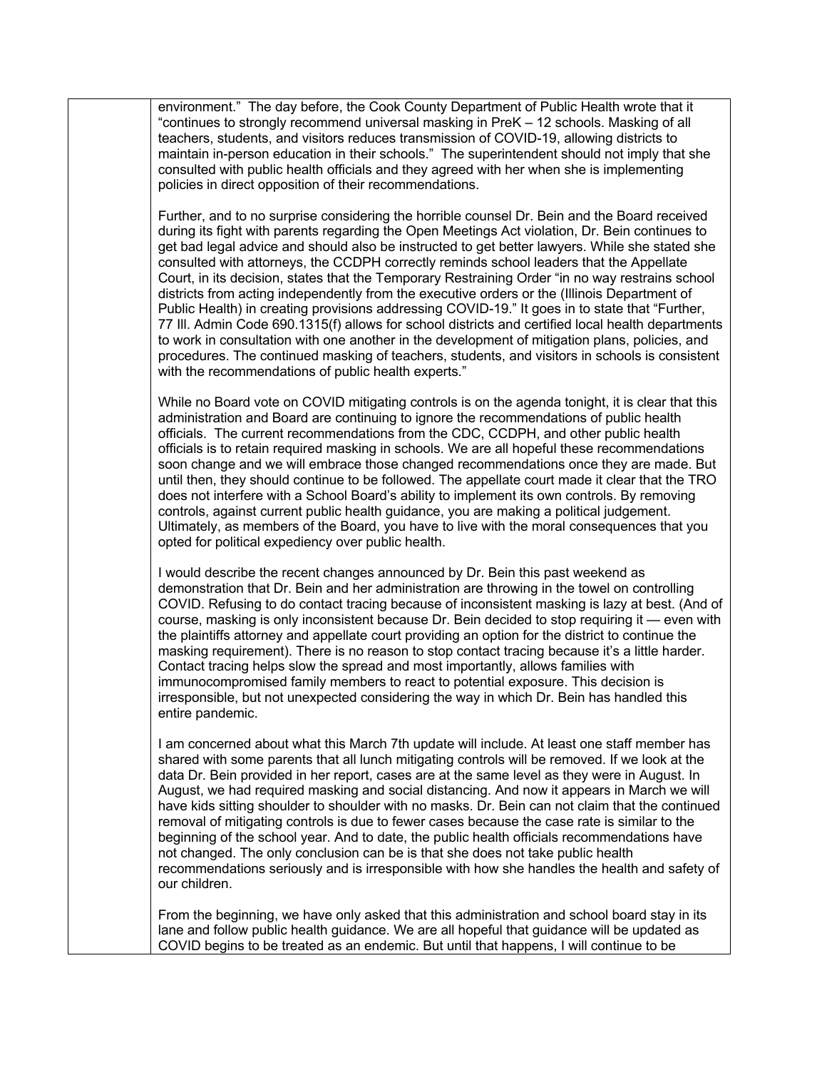environment." The day before, the Cook County Department of Public Health wrote that it "continues to strongly recommend universal masking in PreK – 12 schools. Masking of all teachers, students, and visitors reduces transmission of COVID-19, allowing districts to maintain in-person education in their schools." The superintendent should not imply that she consulted with public health officials and they agreed with her when she is implementing policies in direct opposition of their recommendations.

Further, and to no surprise considering the horrible counsel Dr. Bein and the Board received during its fight with parents regarding the Open Meetings Act violation, Dr. Bein continues to get bad legal advice and should also be instructed to get better lawyers. While she stated she consulted with attorneys, the CCDPH correctly reminds school leaders that the Appellate Court, in its decision, states that the Temporary Restraining Order "in no way restrains school districts from acting independently from the executive orders or the (Illinois Department of Public Health) in creating provisions addressing COVID-19." It goes in to state that "Further, 77 Ill. Admin Code 690.1315(f) allows for school districts and certified local health departments to work in consultation with one another in the development of mitigation plans, policies, and procedures. The continued masking of teachers, students, and visitors in schools is consistent with the recommendations of public health experts."

While no Board vote on COVID mitigating controls is on the agenda tonight, it is clear that this administration and Board are continuing to ignore the recommendations of public health officials. The current recommendations from the CDC, CCDPH, and other public health officials is to retain required masking in schools. We are all hopeful these recommendations soon change and we will embrace those changed recommendations once they are made. But until then, they should continue to be followed. The appellate court made it clear that the TRO does not interfere with a School Board's ability to implement its own controls. By removing controls, against current public health guidance, you are making a political judgement. Ultimately, as members of the Board, you have to live with the moral consequences that you opted for political expediency over public health.

I would describe the recent changes announced by Dr. Bein this past weekend as demonstration that Dr. Bein and her administration are throwing in the towel on controlling COVID. Refusing to do contact tracing because of inconsistent masking is lazy at best. (And of course, masking is only inconsistent because Dr. Bein decided to stop requiring it — even with the plaintiffs attorney and appellate court providing an option for the district to continue the masking requirement). There is no reason to stop contact tracing because it's a little harder. Contact tracing helps slow the spread and most importantly, allows families with immunocompromised family members to react to potential exposure. This decision is irresponsible, but not unexpected considering the way in which Dr. Bein has handled this entire pandemic.

I am concerned about what this March 7th update will include. At least one staff member has shared with some parents that all lunch mitigating controls will be removed. If we look at the data Dr. Bein provided in her report, cases are at the same level as they were in August. In August, we had required masking and social distancing. And now it appears in March we will have kids sitting shoulder to shoulder with no masks. Dr. Bein can not claim that the continued removal of mitigating controls is due to fewer cases because the case rate is similar to the beginning of the school year. And to date, the public health officials recommendations have not changed. The only conclusion can be is that she does not take public health recommendations seriously and is irresponsible with how she handles the health and safety of our children.

From the beginning, we have only asked that this administration and school board stay in its lane and follow public health guidance. We are all hopeful that guidance will be updated as COVID begins to be treated as an endemic. But until that happens, I will continue to be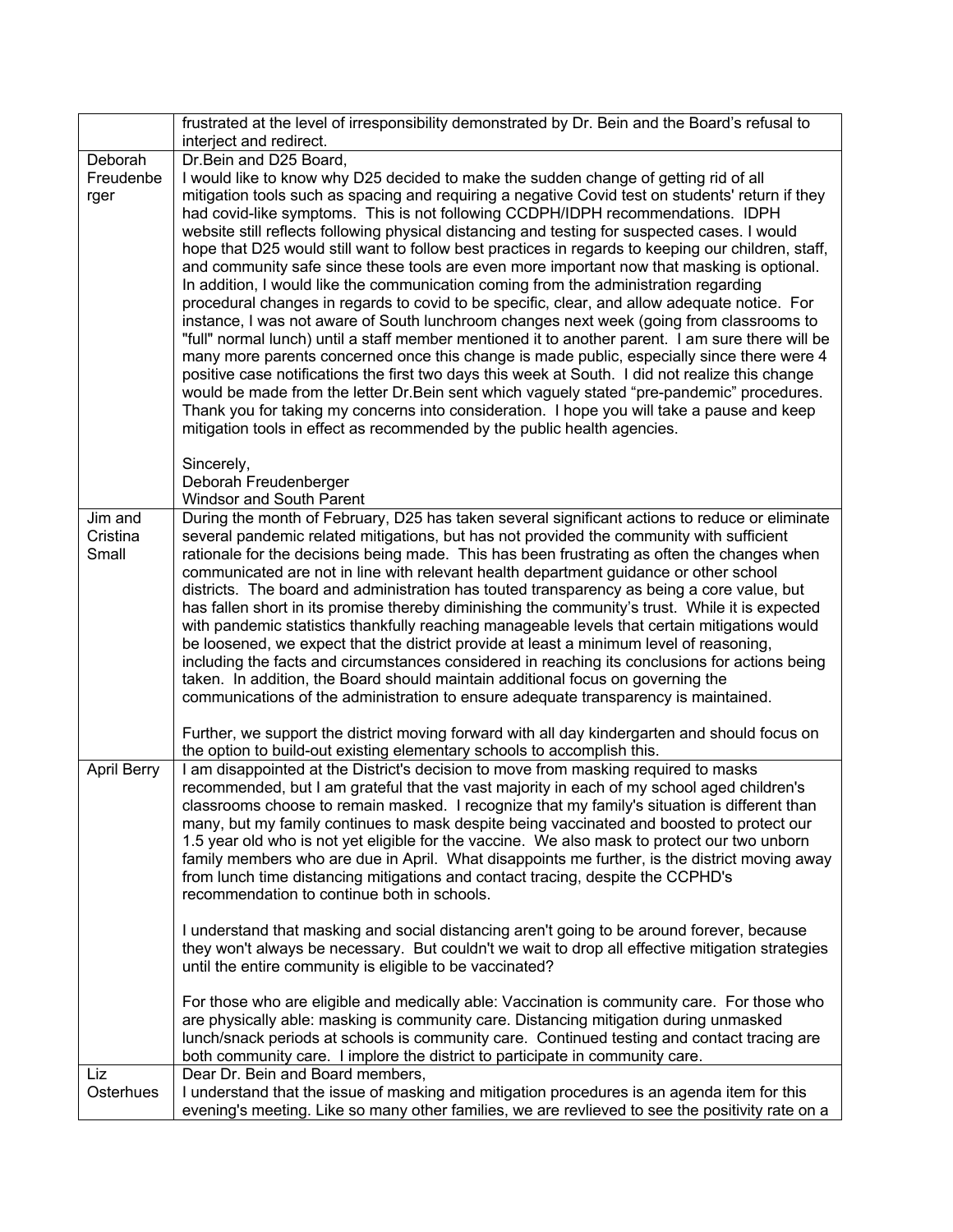| | |
|---|---|
| | frustrated at the level of irresponsibility demonstrated by Dr. Bein and the Board's refusal to interject and redirect. |
| Deborah Freudenberger | Dr.Bein and D25 Board,<br>I would like to know why D25 decided to make the sudden change of getting rid of all mitigation tools such as spacing and requiring a negative Covid test on students' return if they had covid-like symptoms. This is not following CCDPH/IDPH recommendations. IDPH website still reflects following physical distancing and testing for suspected cases. I would hope that D25 would still want to follow best practices in regards to keeping our children, staff, and community safe since these tools are even more important now that masking is optional. In addition, I would like the communication coming from the administration regarding procedural changes in regards to covid to be specific, clear, and allow adequate notice. For instance, I was not aware of South lunchroom changes next week (going from classrooms to "full" normal lunch) until a staff member mentioned it to another parent. I am sure there will be many more parents concerned once this change is made public, especially since there were 4 positive case notifications the first two days this week at South. I did not realize this change would be made from the letter Dr.Bein sent which vaguely stated "pre-pandemic" procedures. Thank you for taking my concerns into consideration. I hope you will take a pause and keep mitigation tools in effect as recommended by the public health agencies.<br><br>Sincerely,<br>Deborah Freudenberger<br>Windsor and South Parent |
| Jim and Cristina Small | During the month of February, D25 has taken several significant actions to reduce or eliminate several pandemic related mitigations, but has not provided the community with sufficient rationale for the decisions being made. This has been frustrating as often the changes when communicated are not in line with relevant health department guidance or other school districts. The board and administration has touted transparency as being a core value, but has fallen short in its promise thereby diminishing the community's trust. While it is expected with pandemic statistics thankfully reaching manageable levels that certain mitigations would be loosened, we expect that the district provide at least a minimum level of reasoning, including the facts and circumstances considered in reaching its conclusions for actions being taken. In addition, the Board should maintain additional focus on governing the communications of the administration to ensure adequate transparency is maintained.<br><br>Further, we support the district moving forward with all day kindergarten and should focus on the option to build-out existing elementary schools to accomplish this. |
| April Berry | I am disappointed at the District's decision to move from masking required to masks recommended, but I am grateful that the vast majority in each of my school aged children's classrooms choose to remain masked. I recognize that my family's situation is different than many, but my family continues to mask despite being vaccinated and boosted to protect our 1.5 year old who is not yet eligible for the vaccine. We also mask to protect our two unborn family members who are due in April. What disappoints me further, is the district moving away from lunch time distancing mitigations and contact tracing, despite the CCPHD's recommendation to continue both in schools.<br><br>I understand that masking and social distancing aren't going to be around forever, because they won't always be necessary. But couldn't we wait to drop all effective mitigation strategies until the entire community is eligible to be vaccinated?<br><br>For those who are eligible and medically able: Vaccination is community care. For those who are physically able: masking is community care. Distancing mitigation during unmasked lunch/snack periods at schools is community care. Continued testing and contact tracing are both community care. I implore the district to participate in community care. |
| Liz Osterhues | Dear Dr. Bein and Board members,<br>I understand that the issue of masking and mitigation procedures is an agenda item for this evening's meeting. Like so many other families, we are revlieved to see the positivity rate on a |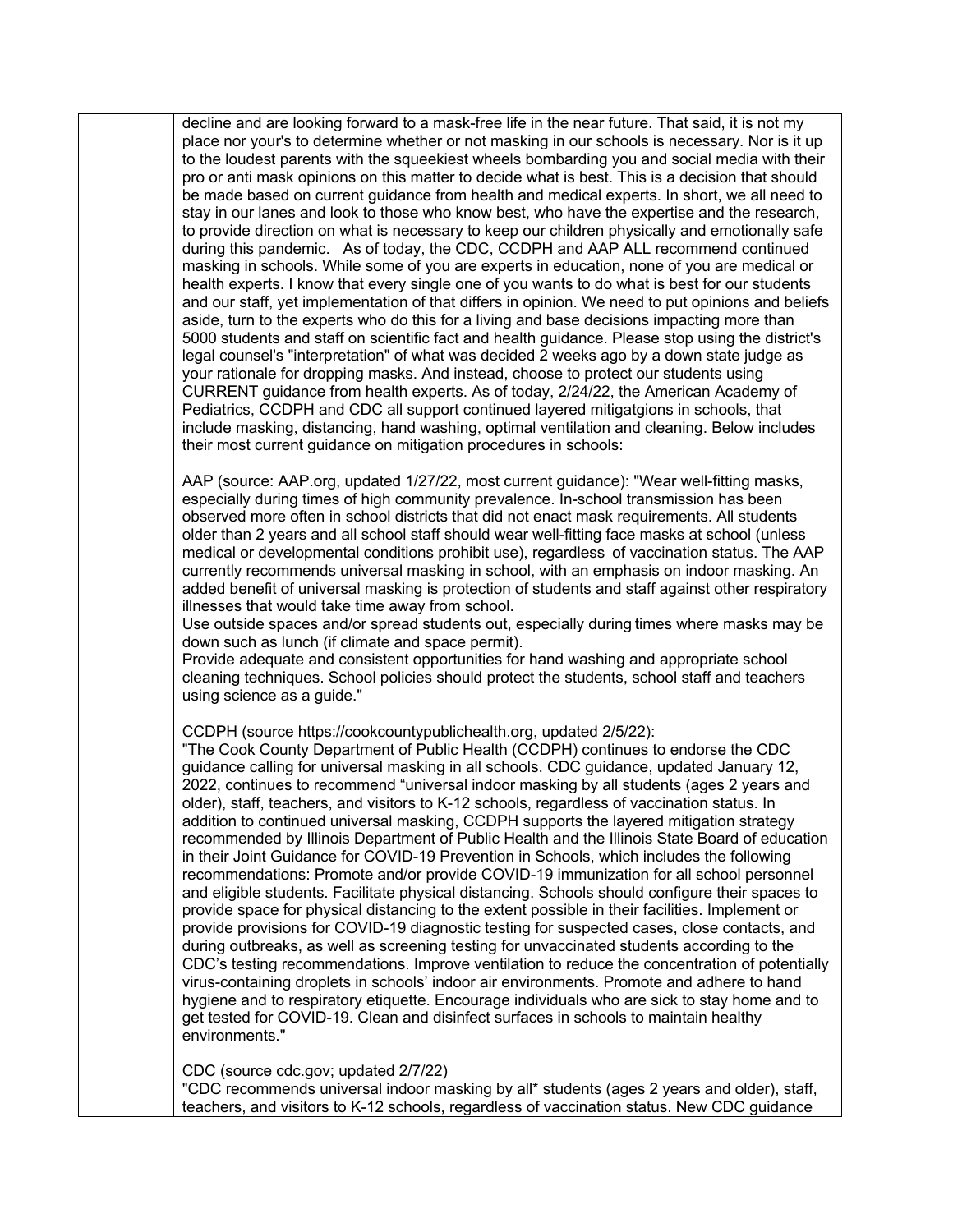decline and are looking forward to a mask-free life in the near future. That said, it is not my place nor your's to determine whether or not masking in our schools is necessary. Nor is it up to the loudest parents with the squeekiest wheels bombarding you and social media with their pro or anti mask opinions on this matter to decide what is best. This is a decision that should be made based on current guidance from health and medical experts. In short, we all need to stay in our lanes and look to those who know best, who have the expertise and the research, to provide direction on what is necessary to keep our children physically and emotionally safe during this pandemic. As of today, the CDC, CCDPH and AAP ALL recommend continued masking in schools. While some of you are experts in education, none of you are medical or health experts. I know that every single one of you wants to do what is best for our students and our staff, yet implementation of that differs in opinion. We need to put opinions and beliefs aside, turn to the experts who do this for a living and base decisions impacting more than 5000 students and staff on scientific fact and health guidance. Please stop using the district's legal counsel's "interpretation" of what was decided 2 weeks ago by a down state judge as your rationale for dropping masks. And instead, choose to protect our students using CURRENT guidance from health experts. As of today, 2/24/22, the American Academy of Pediatrics, CCDPH and CDC all support continued layered mitigatgions in schools, that include masking, distancing, hand washing, optimal ventilation and cleaning. Below includes their most current guidance on mitigation procedures in schools:

AAP (source: AAP.org, updated 1/27/22, most current guidance): "Wear well-fitting masks, especially during times of high community prevalence. In-school transmission has been observed more often in school districts that did not enact mask requirements. All students older than 2 years and all school staff should wear well-fitting face masks at school (unless medical or developmental conditions prohibit use), regardless of vaccination status. The AAP currently recommends universal masking in school, with an emphasis on indoor masking. An added benefit of universal masking is protection of students and staff against other respiratory illnesses that would take time away from school.
Use outside spaces and/or spread students out, especially during times where masks may be down such as lunch (if climate and space permit).
Provide adequate and consistent opportunities for hand washing and appropriate school cleaning techniques. School policies should protect the students, school staff and teachers using science as a guide."

CCDPH (source https://cookcountypublichealth.org, updated 2/5/22):
"The Cook County Department of Public Health (CCDPH) continues to endorse the CDC guidance calling for universal masking in all schools. CDC guidance, updated January 12, 2022, continues to recommend "universal indoor masking by all students (ages 2 years and older), staff, teachers, and visitors to K-12 schools, regardless of vaccination status. In addition to continued universal masking, CCDPH supports the layered mitigation strategy recommended by Illinois Department of Public Health and the Illinois State Board of education in their Joint Guidance for COVID-19 Prevention in Schools, which includes the following recommendations: Promote and/or provide COVID-19 immunization for all school personnel and eligible students. Facilitate physical distancing. Schools should configure their spaces to provide space for physical distancing to the extent possible in their facilities. Implement or provide provisions for COVID-19 diagnostic testing for suspected cases, close contacts, and during outbreaks, as well as screening testing for unvaccinated students according to the CDC's testing recommendations. Improve ventilation to reduce the concentration of potentially virus-containing droplets in schools' indoor air environments. Promote and adhere to hand hygiene and to respiratory etiquette. Encourage individuals who are sick to stay home and to get tested for COVID-19. Clean and disinfect surfaces in schools to maintain healthy environments."

CDC (source cdc.gov; updated 2/7/22)
"CDC recommends universal indoor masking by all* students (ages 2 years and older), staff, teachers, and visitors to K-12 schools, regardless of vaccination status. New CDC guidance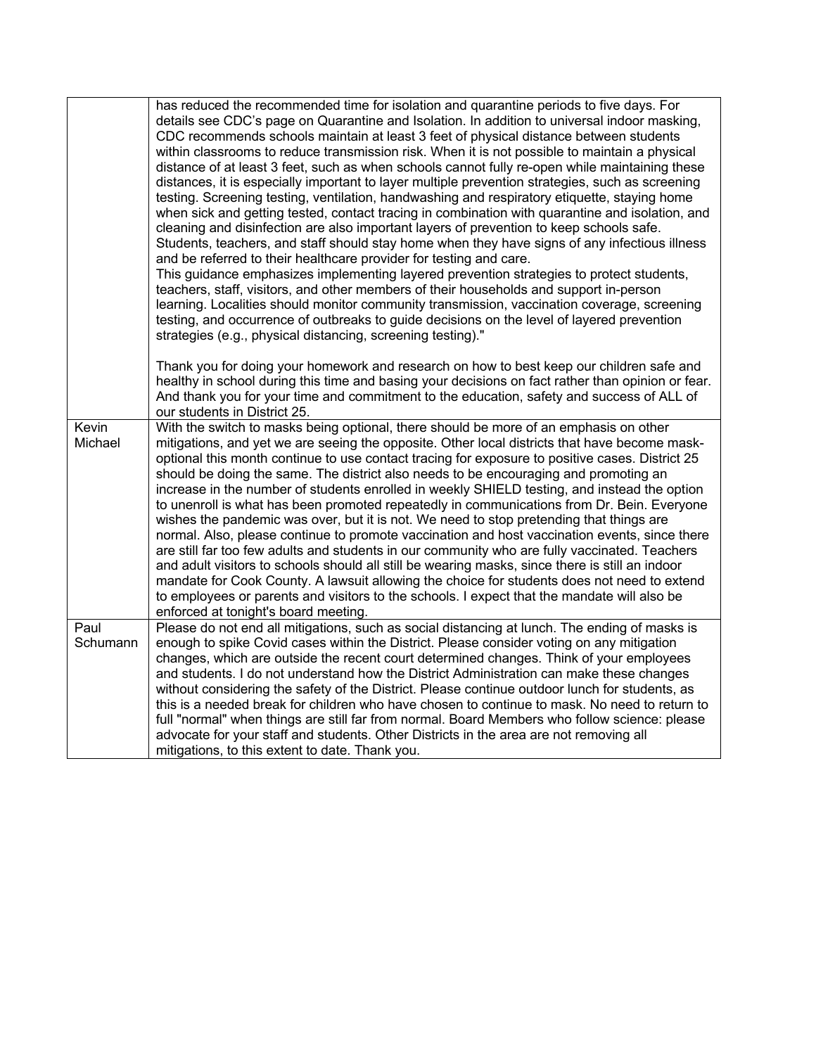| | |
|---|---|
| | has reduced the recommended time for isolation and quarantine periods to five days. For details see CDC's page on Quarantine and Isolation. In addition to universal indoor masking, CDC recommends schools maintain at least 3 feet of physical distance between students within classrooms to reduce transmission risk. When it is not possible to maintain a physical distance of at least 3 feet, such as when schools cannot fully re-open while maintaining these distances, it is especially important to layer multiple prevention strategies, such as screening testing. Screening testing, ventilation, handwashing and respiratory etiquette, staying home when sick and getting tested, contact tracing in combination with quarantine and isolation, and cleaning and disinfection are also important layers of prevention to keep schools safe. Students, teachers, and staff should stay home when they have signs of any infectious illness and be referred to their healthcare provider for testing and care.<br>This guidance emphasizes implementing layered prevention strategies to protect students, teachers, staff, visitors, and other members of their households and support in-person learning. Localities should monitor community transmission, vaccination coverage, screening testing, and occurrence of outbreaks to guide decisions on the level of layered prevention strategies (e.g., physical distancing, screening testing)."<br><br>Thank you for doing your homework and research on how to best keep our children safe and healthy in school during this time and basing your decisions on fact rather than opinion or fear. And thank you for your time and commitment to the education, safety and success of ALL of our students in District 25. |
| Kevin Michael | With the switch to masks being optional, there should be more of an emphasis on other mitigations, and yet we are seeing the opposite. Other local districts that have become mask-optional this month continue to use contact tracing for exposure to positive cases. District 25 should be doing the same. The district also needs to be encouraging and promoting an increase in the number of students enrolled in weekly SHIELD testing, and instead the option to unenroll is what has been promoted repeatedly in communications from Dr. Bein. Everyone wishes the pandemic was over, but it is not. We need to stop pretending that things are normal. Also, please continue to promote vaccination and host vaccination events, since there are still far too few adults and students in our community who are fully vaccinated. Teachers and adult visitors to schools should all still be wearing masks, since there is still an indoor mandate for Cook County. A lawsuit allowing the choice for students does not need to extend to employees or parents and visitors to the schools. I expect that the mandate will also be enforced at tonight's board meeting. |
| Paul Schumann | Please do not end all mitigations, such as social distancing at lunch. The ending of masks is enough to spike Covid cases within the District. Please consider voting on any mitigation changes, which are outside the recent court determined changes. Think of your employees and students. I do not understand how the District Administration can make these changes without considering the safety of the District. Please continue outdoor lunch for students, as this is a needed break for children who have chosen to continue to mask. No need to return to full "normal" when things are still far from normal. Board Members who follow science: please advocate for your staff and students. Other Districts in the area are not removing all mitigations, to this extent to date. Thank you. |